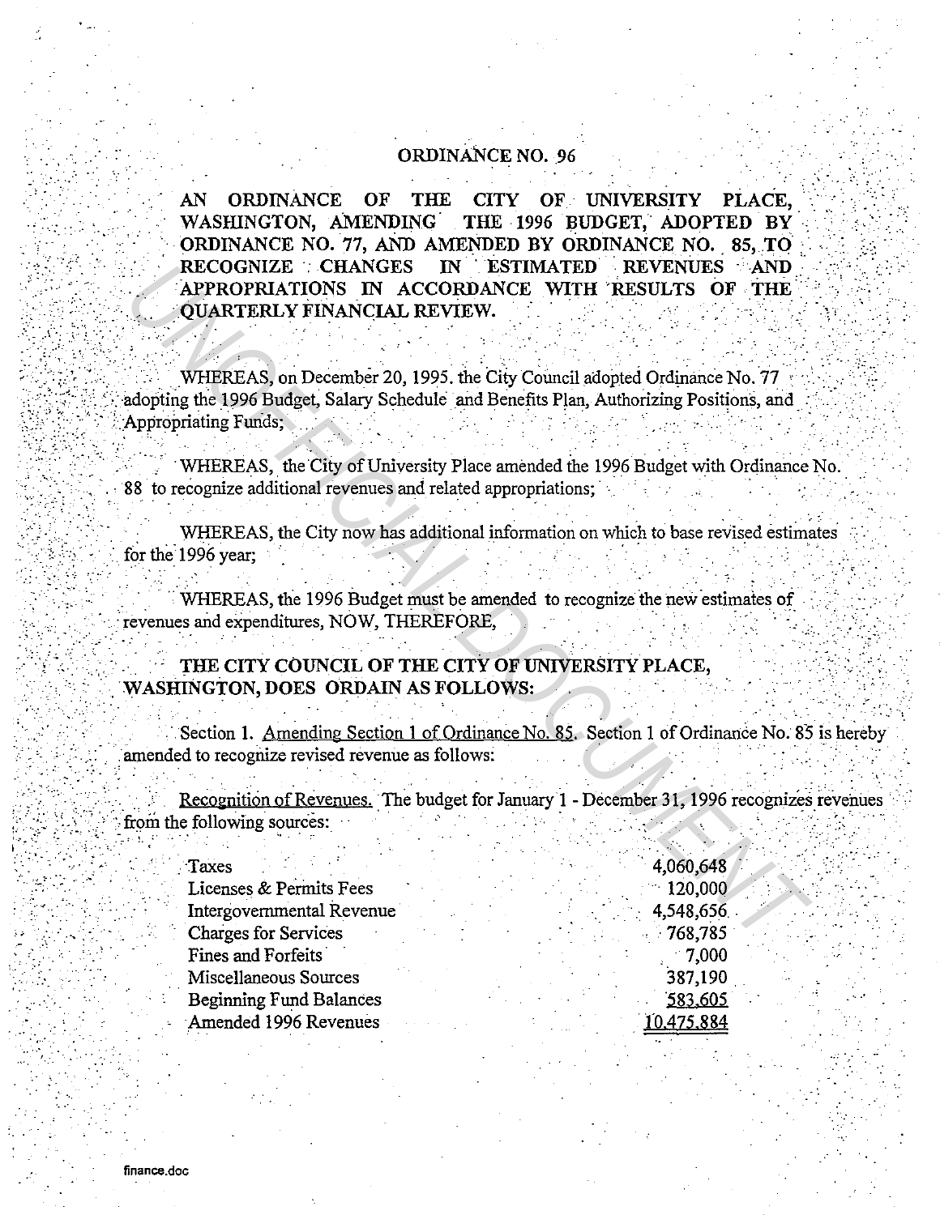# ORDINANCE NO. 96

**AN ORDINANCE OF THE CITY OF UNIVERSITY PLACE, WASHINGTON, AMENDING THE 1996 BUDGET, ADOPTED BY ORDINANCE NO. 77, AND AMENDED BY ORDINANCE NO. 85, TO RECOGNIZE CHANGES IN ESTIMATED REVENUES AND APPROPRIATIONS IN ACCORDANCE WITH RESULTS OF THE QUARTERLY FINANCIAL REVIEW.**

WHEREAS, on December 20, 1995. the City Council adopted Ordinance No. 77 adopting the 1996 Budget, Salary Schedule and Benefits Plan, Authorizing Positions, and Appropriating Funds;

WHEREAS, the City of University Place amended the 1996 Budget with Ordinance No. 88 to recognize additional revenues and related appropriations;

WHEREAS, the City now has additional information on which to base revised estimates for the 1996 year;

WHEREAS, the 1996 Budget must be amended to recognize the new estimates of revenues and expenditures, NOW, THEREFORE,

**THE CITY COUNCIL OF THE CITY OF UNIVERSITY PLACE, WASHINGTON, DOES ORDAIN AS FOLLOWS:**

Section 1. Amending Section 1 of Ordinance No. 85. Section 1 of Ordinance No. 85 is hereby amended to recognize revised revenue as follows:

Recognition of Revenues. The budget for January 1 - December 31, 1996 recognizes revenues from the following sources:

| | |
|---|---|
| Taxes | 4,060,648 |
| Licenses & Permits Fees | 120,000 |
| Intergovernmental Revenue | 4,548,656 |
| Charges for Services | 768,785 |
| Fines and Forfeits | 7,000 |
| Miscellaneous Sources | 387,190 |
| Beginning Fund Balances | 583,605 |
| Amended 1996 Revenues | 10,475,884 |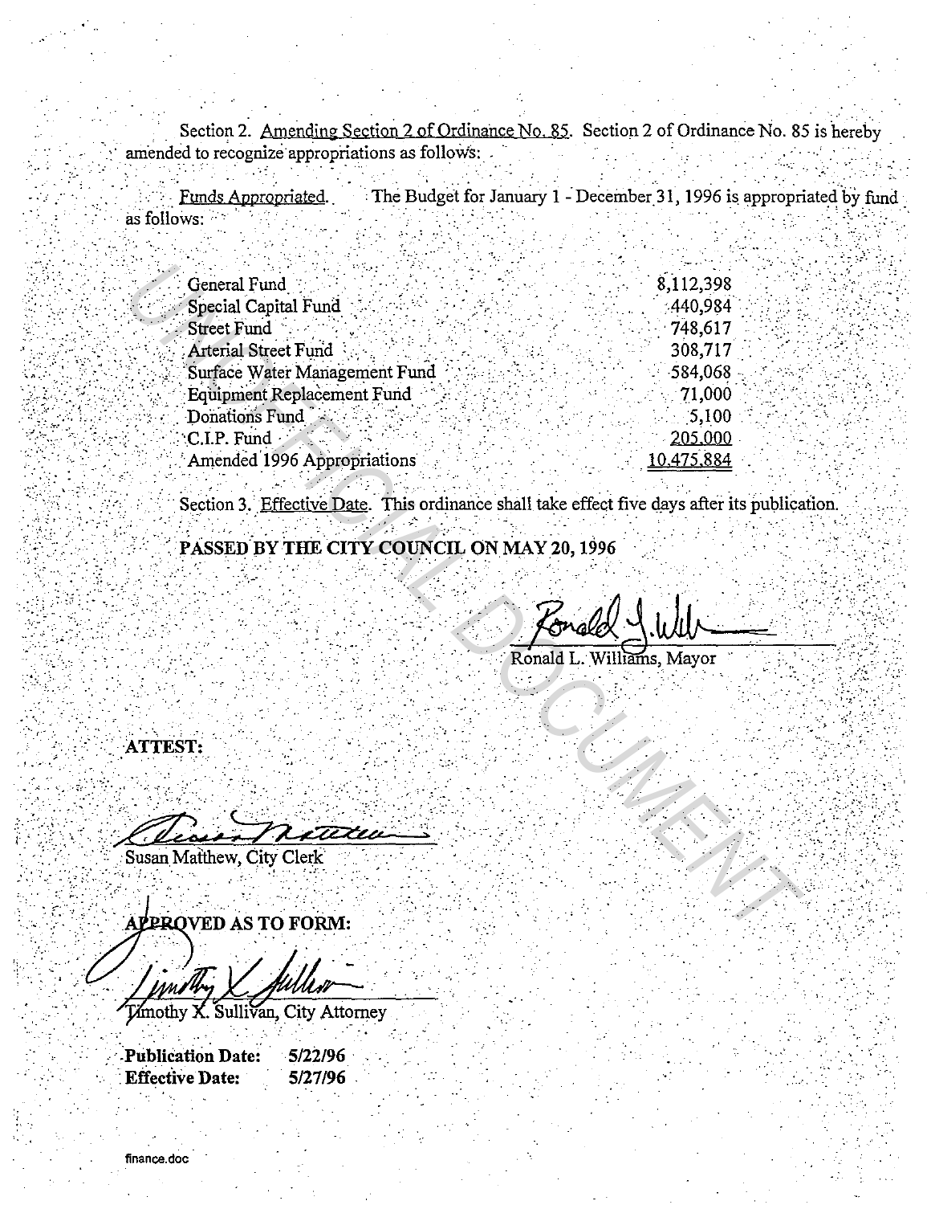Section 2. Amending Section 2 of Ordinance No. 85. Section 2 of Ordinance No. 85 is hereby amended to recognize appropriations as follows:

Funds Appropriated. The Budget for January 1 - December 31, 1996 is appropriated by fund as follows:

| | |
|---|---|
| General Fund | 8,112,398 |
| Special Capital Fund | 440,984 |
| Street Fund | 748,617 |
| Arterial Street Fund | 308,717 |
| Surface Water Management Fund | 584,068 |
| Equipment Replacement Fund | 71,000 |
| Donations Fund | 5,100 |
| C.I.P. Fund | 205,000 |
| Amended 1996 Appropriations | 10,475,884 |

Section 3. Effective Date. This ordinance shall take effect five days after its publication.

**PASSED BY THE CITY COUNCIL ON MAY 20, 1996**

Ronald L. Williams, Mayor

**ATTEST:**

Susan Matthew, City Clerk

**APPROVED AS TO FORM:**

Timothy X. Sullivan, City Attorney

**Publication Date:** 5/22/96
**Effective Date:** 5/27/96

finance.doc